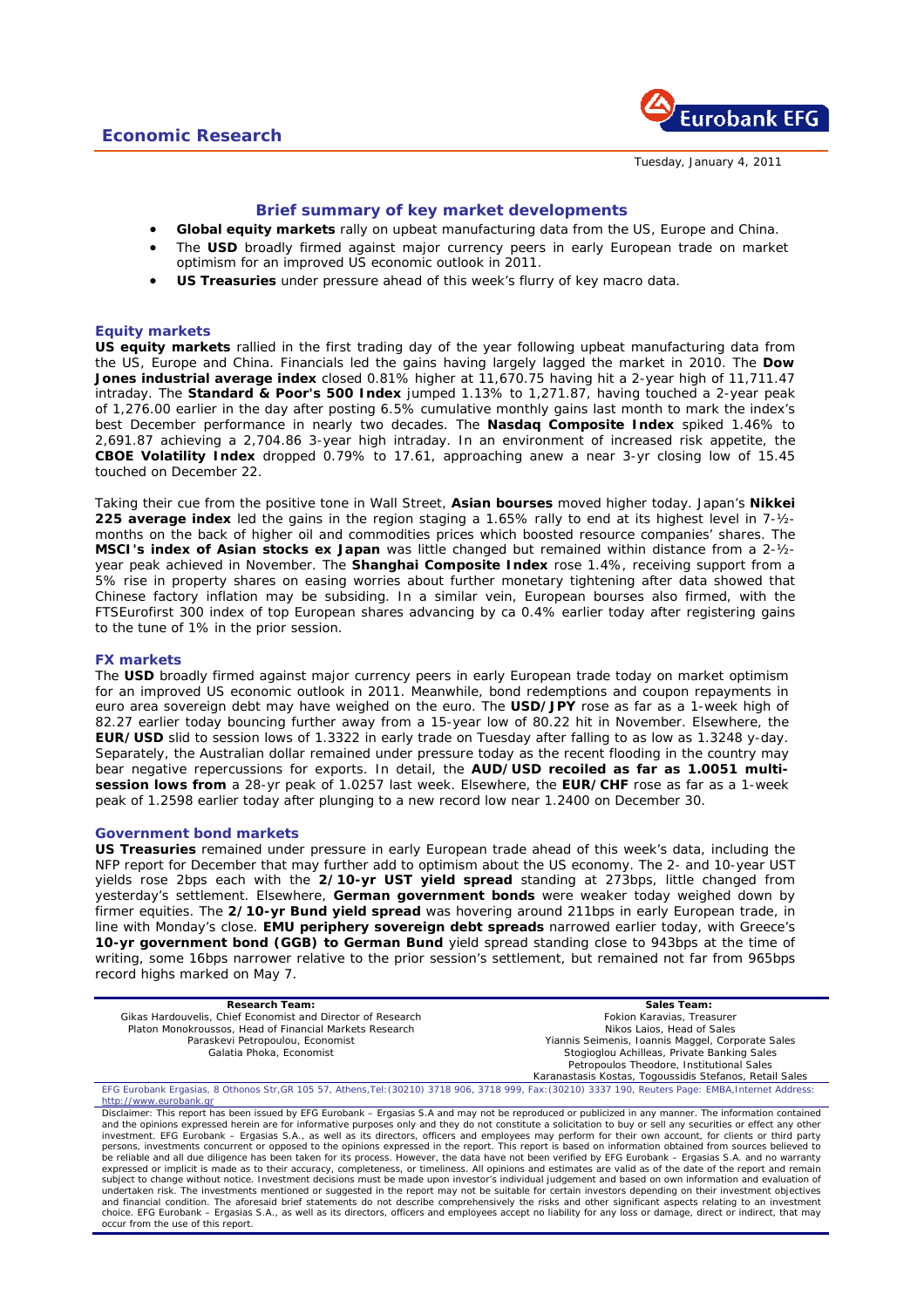## Economic Research

Eurobank EFG

Tuesday, January 4, 2011

### Brief summary of key market developments

- **Global equity markets** rally on upbeat manufacturing data from the US, Europe and China.
- The **USD** broadly firmed against major currency peers in early European trade on market optimism for an improved US economic outlook in 2011.
- **US Treasuries** under pressure ahead of this week's flurry of key macro data.

### Equity markets

**US equity markets** rallied in the first trading day of the year following upbeat manufacturing data from the US, Europe and China. Financials led the gains having largely lagged the market in 2010. The **Dow Jones industrial average index** closed 0.81% higher at 11,670.75 having hit a 2-year high of 11,711.47 intraday. The **Standard & Poor's 500 Index** jumped 1.13% to 1,271.87, having touched a 2-year peak of 1,276.00 earlier in the day after posting 6.5% cumulative monthly gains last month to mark the index's best December performance in nearly two decades. The **Nasdaq Composite Index** spiked 1.46% to 2,691.87 achieving a 2,704.86 3-year high intraday. In an environment of increased risk appetite, the **CBOE Volatility Index** dropped 0.79% to 17.61, approaching anew a near 3-yr closing low of 15.45 touched on December 22.

Taking their cue from the positive tone in Wall Street, **Asian bourses** moved higher today. Japan's **Nikkei 225 average index** led the gains in the region staging a 1.65% rally to end at its highest level in 7-½-months on the back of higher oil and commodities prices which boosted resource companies' shares. The **MSCI's index of Asian stocks ex Japan** was little changed but remained within distance from a 2-½-year peak achieved in November. The **Shanghai Composite Index** rose 1.4%, receiving support from a 5% rise in property shares on easing worries about further monetary tightening after data showed that Chinese factory inflation may be subsiding. In a similar vein, European bourses also firmed, with the FTSEurofirst 300 index of top European shares advancing by ca 0.4% earlier today after registering gains to the tune of 1% in the prior session.

### FX markets

The **USD** broadly firmed against major currency peers in early European trade today on market optimism for an improved US economic outlook in 2011. Meanwhile, bond redemptions and coupon repayments in euro area sovereign debt may have weighed on the euro. The **USD/JPY** rose as far as a 1-week high of 82.27 earlier today bouncing further away from a 15-year low of 80.22 hit in November. Elsewhere, the **EUR/USD** slid to session lows of 1.3322 in early trade on Tuesday after falling to as low as 1.3248 y-day. Separately, the Australian dollar remained under pressure today as the recent flooding in the country may bear negative repercussions for exports. In detail, the **AUD/USD recoiled as far as 1.0051 multi-session lows from** a 28-yr peak of 1.0257 last week. Elsewhere, the **EUR/CHF** rose as far as a 1-week peak of 1.2598 earlier today after plunging to a new record low near 1.2400 on December 30.

### Government bond markets

**US Treasuries** remained under pressure in early European trade ahead of this week's data, including the NFP report for December that may further add to optimism about the US economy. The 2- and 10-year UST yields rose 2bps each with the **2/10-yr UST yield spread** standing at 273bps, little changed from yesterday's settlement. Elsewhere, **German government bonds** were weaker today weighed down by firmer equities. The **2/10-yr Bund yield spread** was hovering around 211bps in early European trade, in line with Monday's close. **EMU periphery sovereign debt spreads** narrowed earlier today, with Greece's **10-yr government bond (GGB) to German Bund** yield spread standing close to 943bps at the time of writing, some 16bps narrower relative to the prior session's settlement, but remained not far from 965bps record highs marked on May 7.

| Research Team: | Sales Team: |
|---|---|
| Gikas Hardouvelis, Chief Economist and Director of Research | Fokion Karavias, Treasurer |
| Platon Monokroussos, Head of Financial Markets Research | Nikos Laios, Head of Sales |
| Paraskevi Petropoulou, Economist | Yiannis Seimenis, Ioannis Maggel, Corporate Sales |
| Galatia Phoka, Economist | Stogioglou Achilleas, Private Banking Sales |
| | Petropoulos Theodore, Institutional Sales |
| | Karanastasis Kostas, Togoussidis Stefanos, Retail Sales |

EFG Eurobank Ergasias, 8 Othonos Str,GR 105 57, Athens,Tel:(30210) 3718 906, 3718 999, Fax:(30210) 3337 190, Reuters Page: EMBA,Internet Address: http://www.eurobank.gr

Disclaimer: This report has been issued by EFG Eurobank – Ergasias S.A and may not be reproduced or publicized in any manner. The information contained and the opinions expressed herein are for informative purposes only and they do not constitute a solicitation to buy or sell any securities or effect any other investment. EFG Eurobank – Ergasias S.A., as well as its directors, officers and employees may perform for their own account, for clients or third party persons, investments concurrent or opposed to the opinions expressed in the report. This report is based on information obtained from sources believed to be reliable and all due diligence has been taken for its process. However, the data have not been verified by EFG Eurobank – Ergasias S.A. and no warranty expressed or implicit is made as to their accuracy, completeness, or timeliness. All opinions and estimates are valid as of the date of the report and remain subject to change without notice. Investment decisions must be made upon investor's individual judgement and based on own information and evaluation of undertaken risk. The investments mentioned or suggested in the report may not be suitable for certain investors depending on their investment objectives and financial condition. The aforesaid brief statements do not describe comprehensively the risks and other significant aspects relating to an investment choice. EFG Eurobank – Ergasias S.A., as well as its directors, officers and employees accept no liability for any loss or damage, direct or indirect, that may occur from the use of this report.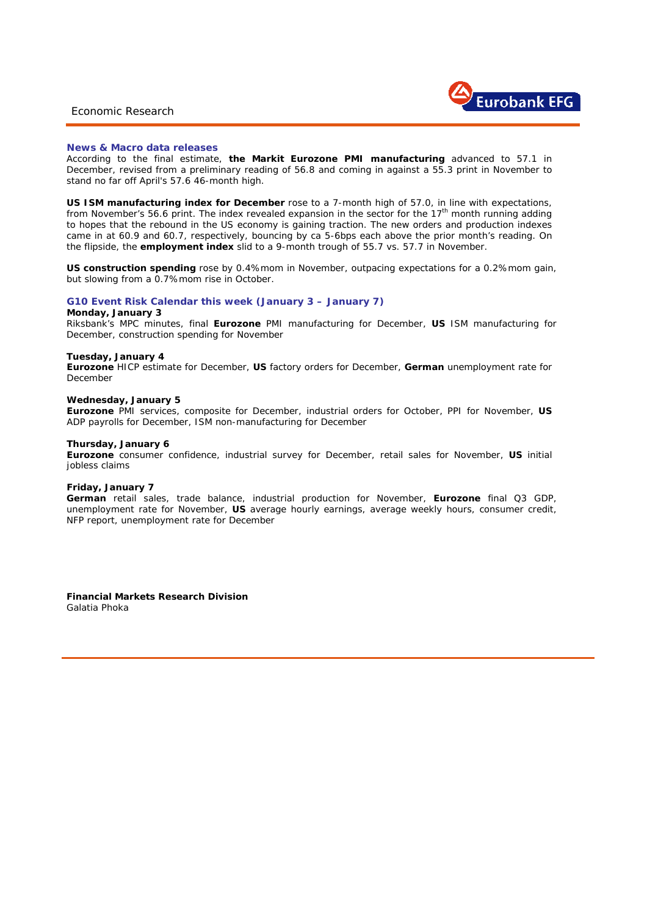## News & Macro data releases

According to the final estimate, **the Markit Eurozone PMI manufacturing** advanced to 57.1 in December, revised from a preliminary reading of 56.8 and coming in against a 55.3 print in November to stand no far off April's 57.6 46-month high.

**US ISM manufacturing index for December** rose to a 7-month high of 57.0, in line with expectations, from November's 56.6 print. The index revealed expansion in the sector for the 17th month running adding to hopes that the rebound in the US economy is gaining traction. The new orders and production indexes came in at 60.9 and 60.7, respectively, bouncing by ca 5-6bps each above the prior month's reading. On the flipside, the **employment index** slid to a 9-month trough of 55.7 vs. 57.7 in November.

**US construction spending** rose by 0.4%mom in November, outpacing expectations for a 0.2%mom gain, but slowing from a 0.7%mom rise in October.

## G10 Event Risk Calendar this week (January 3 – January 7)

**Monday, January 3**
Riksbank's MPC minutes, final **Eurozone** PMI manufacturing for December, **US** ISM manufacturing for December, construction spending for November

**Tuesday, January 4**
**Eurozone** HICP estimate for December, **US** factory orders for December, **German** unemployment rate for December

**Wednesday, January 5**
**Eurozone** PMI services, composite for December, industrial orders for October, PPI for November, **US** ADP payrolls for December, ISM non-manufacturing for December

**Thursday, January 6**
**Eurozone** consumer confidence, industrial survey for December, retail sales for November, **US** initial jobless claims

**Friday, January 7**
**German** retail sales, trade balance, industrial production for November, **Eurozone** final Q3 GDP, unemployment rate for November, **US** average hourly earnings, average weekly hours, consumer credit, NFP report, unemployment rate for December

**Financial Markets Research Division**
Galatia Phoka